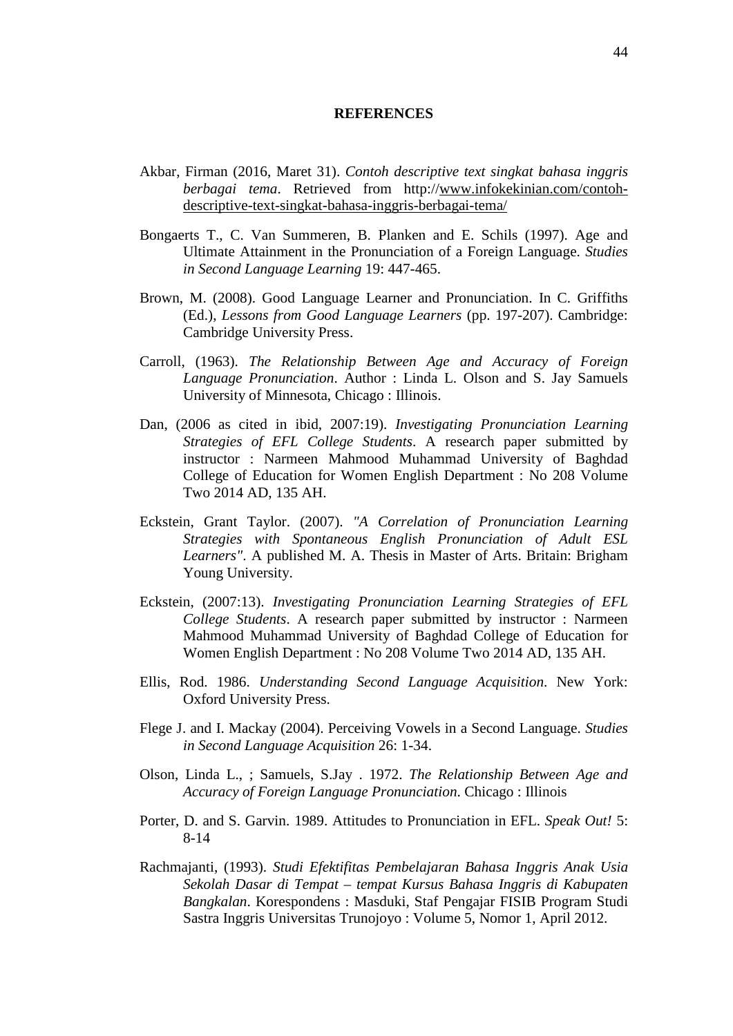# REFERENCES

Akbar, Firman (2016, Maret 31). *Contoh descriptive text singkat bahasa inggris berbagai tema*. Retrieved from http://www.infokekinian.com/contoh-descriptive-text-singkat-bahasa-inggris-berbagai-tema/

Bongaerts T., C. Van Summeren, B. Planken and E. Schils (1997). Age and Ultimate Attainment in the Pronunciation of a Foreign Language. *Studies in Second Language Learning* 19: 447-465.

Brown, M. (2008). Good Language Learner and Pronunciation. In C. Griffiths (Ed.), *Lessons from Good Language Learners* (pp. 197-207). Cambridge: Cambridge University Press.

Carroll, (1963). *The Relationship Between Age and Accuracy of Foreign Language Pronunciation*. Author : Linda L. Olson and S. Jay Samuels University of Minnesota, Chicago : Illinois.

Dan, (2006 as cited in ibid, 2007:19). *Investigating Pronunciation Learning Strategies of EFL College Students*. A research paper submitted by instructor : Narmeen Mahmood Muhammad University of Baghdad College of Education for Women English Department : No 208 Volume Two 2014 AD, 135 AH.

Eckstein, Grant Taylor. (2007). *"A Correlation of Pronunciation Learning Strategies with Spontaneous English Pronunciation of Adult ESL Learners"*. A published M. A. Thesis in Master of Arts. Britain: Brigham Young University.

Eckstein, (2007:13). *Investigating Pronunciation Learning Strategies of EFL College Students*. A research paper submitted by instructor : Narmeen Mahmood Muhammad University of Baghdad College of Education for Women English Department : No 208 Volume Two 2014 AD, 135 AH.

Ellis, Rod. 1986. *Understanding Second Language Acquisition*. New York: Oxford University Press.

Flege J. and I. Mackay (2004). Perceiving Vowels in a Second Language. *Studies in Second Language Acquisition* 26: 1-34.

Olson, Linda L., ; Samuels, S.Jay . 1972. *The Relationship Between Age and Accuracy of Foreign Language Pronunciation*. Chicago : Illinois

Porter, D. and S. Garvin. 1989. Attitudes to Pronunciation in EFL. *Speak Out!* 5: 8-14

Rachmajanti, (1993). *Studi Efektifitas Pembelajaran Bahasa Inggris Anak Usia Sekolah Dasar di Tempat – tempat Kursus Bahasa Inggris di Kabupaten Bangkalan*. Korespondens : Masduki, Staf Pengajar FISIB Program Studi Sastra Inggris Universitas Trunojoyo : Volume 5, Nomor 1, April 2012.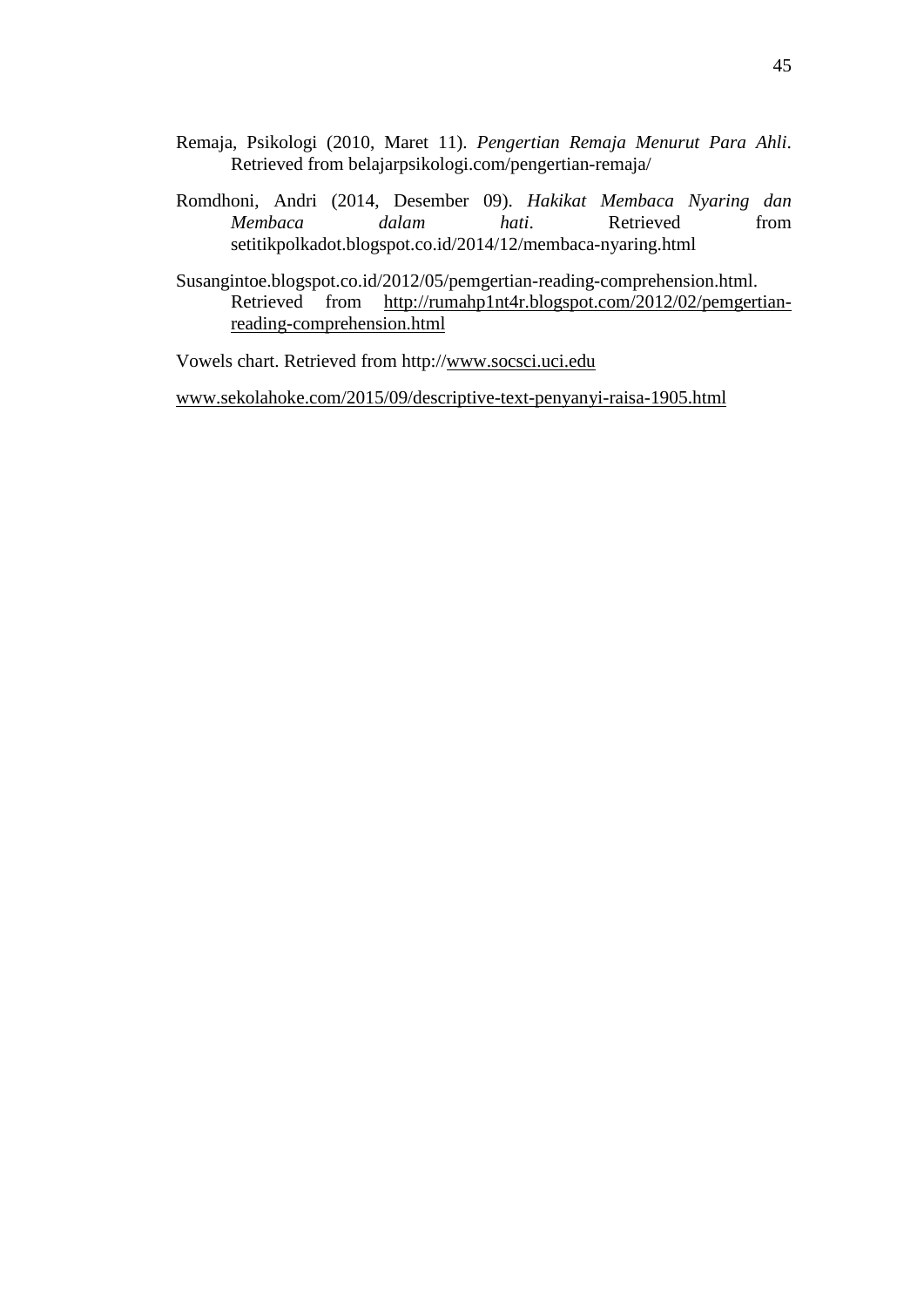Remaja, Psikologi (2010, Maret 11). *Pengertian Remaja Menurut Para Ahli*. Retrieved from belajarpsikologi.com/pengertian-remaja/

Romdhoni, Andri (2014, Desember 09). *Hakikat Membaca Nyaring dan Membaca dalam hati*. Retrieved from setitikpolkadot.blogspot.co.id/2014/12/membaca-nyaring.html

Susangintoe.blogspot.co.id/2012/05/pemgertian-reading-comprehension.html. Retrieved from http://rumahp1nt4r.blogspot.com/2012/02/pemgertian-reading-comprehension.html

Vowels chart. Retrieved from http://www.socsci.uci.edu

www.sekolahoke.com/2015/09/descriptive-text-penyanyi-raisa-1905.html